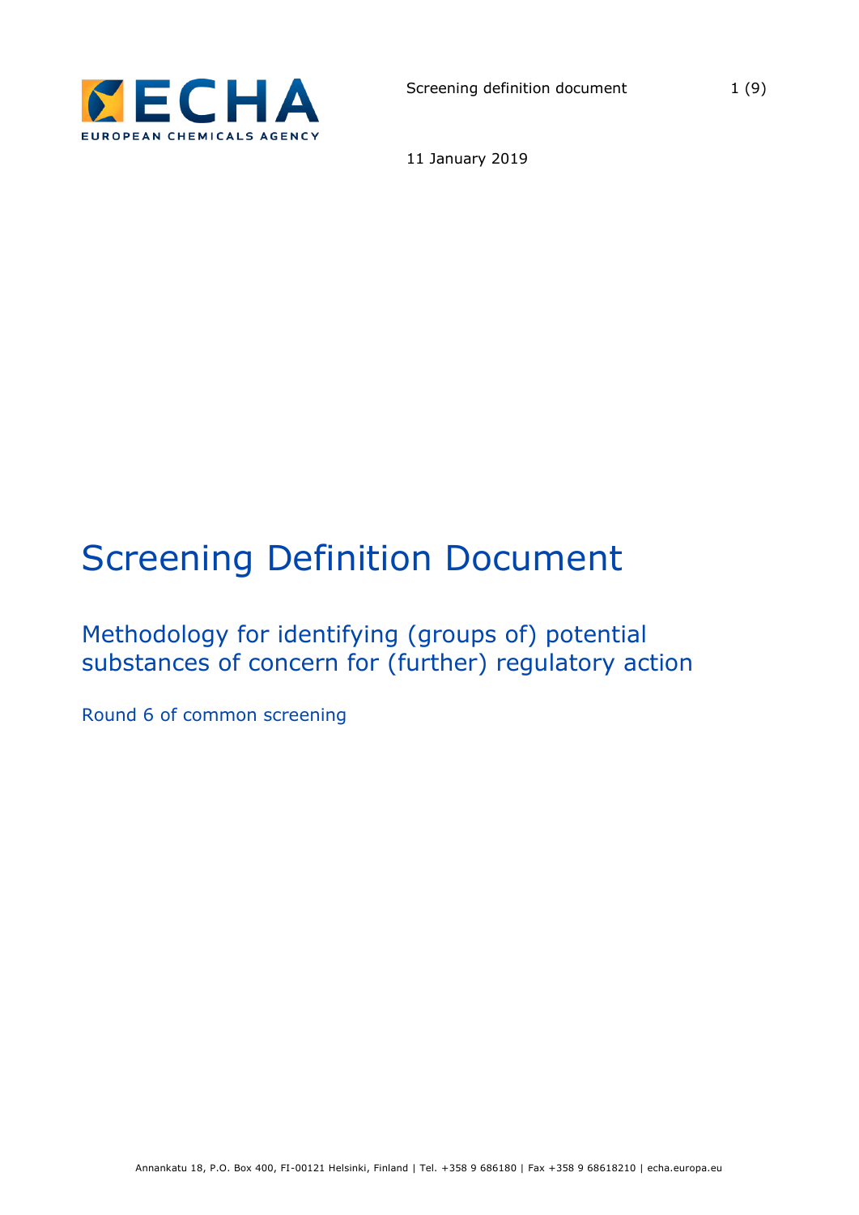11 January 2019

# Screening Definition Document

## Methodology for identifying (groups of) potential substances of concern for (further) regulatory action

Round 6 of common screening

Annankatu 18, P.O. Box 400, FI-00121 Helsinki, Finland | Tel. +358 9 686180 | Fax +358 9 68618210 | echa.europa.eu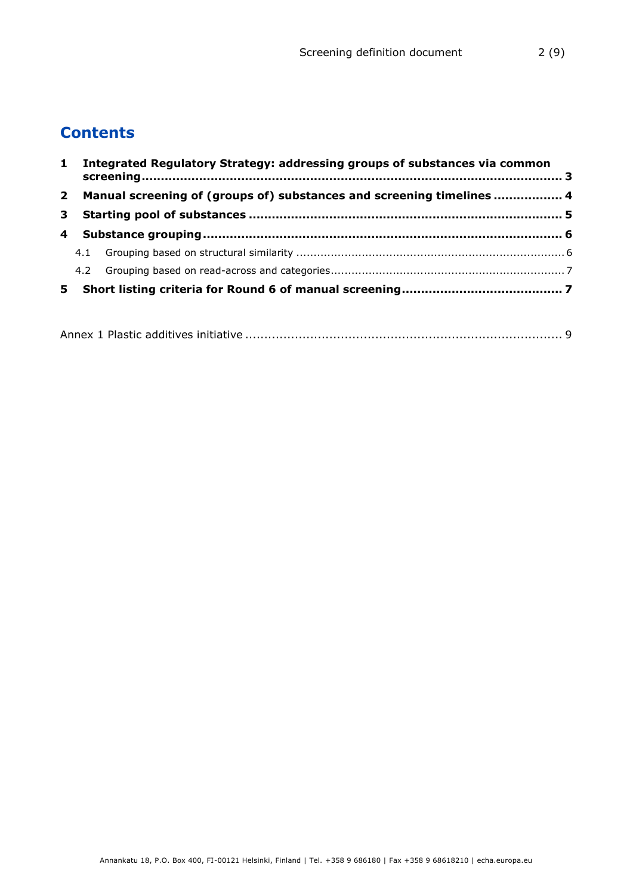# Contents

1 **Integrated Regulatory Strategy: addressing groups of substances via common screening** ... 3

2 **Manual screening of (groups of) substances and screening timelines** ... 4

3 **Starting pool of substances** ... 5

4 **Substance grouping** ... 6

- 4.1 Grouping based on structural similarity ... 6
- 4.2 Grouping based on read-across and categories ... 7

5 **Short listing criteria for Round 6 of manual screening** ... 7

Annex 1 Plastic additives initiative ... 9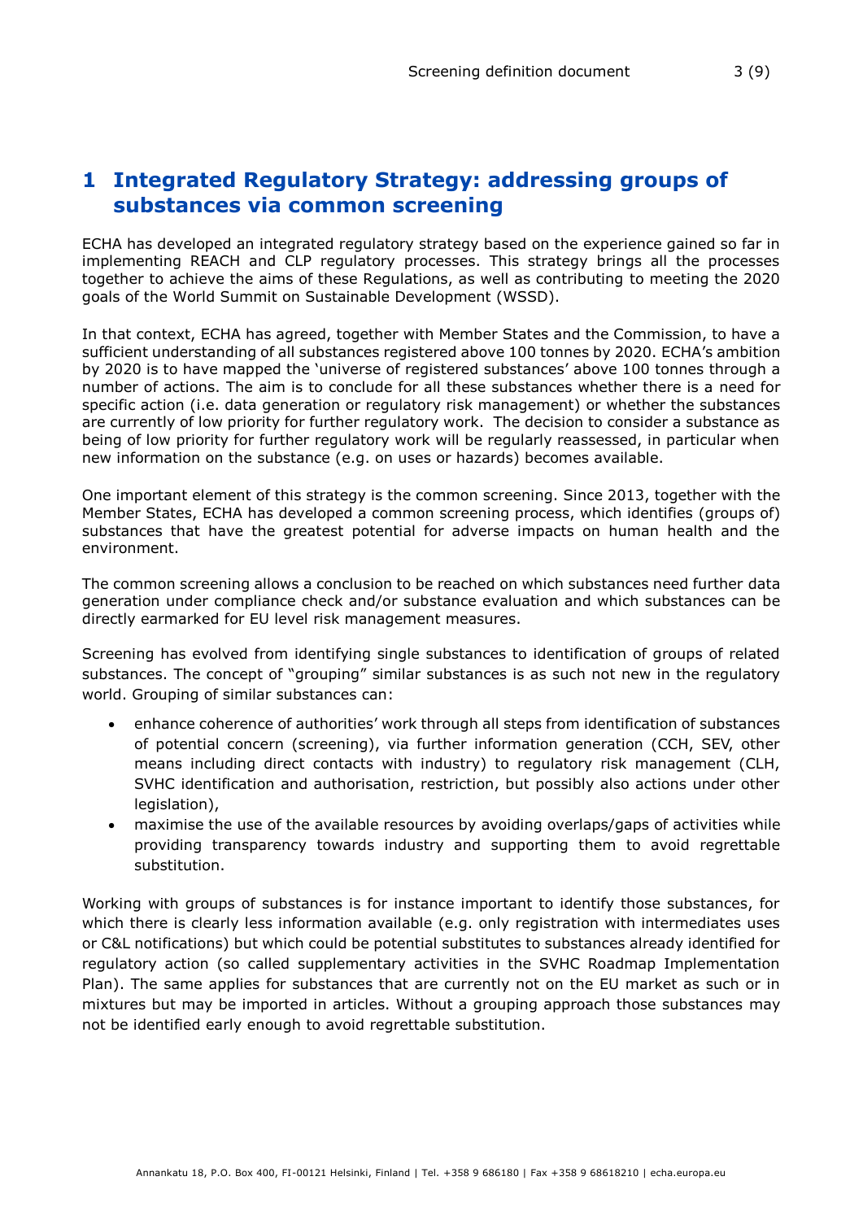# 1 Integrated Regulatory Strategy: addressing groups of substances via common screening

ECHA has developed an integrated regulatory strategy based on the experience gained so far in implementing REACH and CLP regulatory processes. This strategy brings all the processes together to achieve the aims of these Regulations, as well as contributing to meeting the 2020 goals of the World Summit on Sustainable Development (WSSD).

In that context, ECHA has agreed, together with Member States and the Commission, to have a sufficient understanding of all substances registered above 100 tonnes by 2020. ECHA's ambition by 2020 is to have mapped the 'universe of registered substances' above 100 tonnes through a number of actions. The aim is to conclude for all these substances whether there is a need for specific action (i.e. data generation or regulatory risk management) or whether the substances are currently of low priority for further regulatory work. The decision to consider a substance as being of low priority for further regulatory work will be regularly reassessed, in particular when new information on the substance (e.g. on uses or hazards) becomes available.

One important element of this strategy is the common screening. Since 2013, together with the Member States, ECHA has developed a common screening process, which identifies (groups of) substances that have the greatest potential for adverse impacts on human health and the environment.

The common screening allows a conclusion to be reached on which substances need further data generation under compliance check and/or substance evaluation and which substances can be directly earmarked for EU level risk management measures.

Screening has evolved from identifying single substances to identification of groups of related substances. The concept of "grouping" similar substances is as such not new in the regulatory world. Grouping of similar substances can:

- enhance coherence of authorities' work through all steps from identification of substances of potential concern (screening), via further information generation (CCH, SEV, other means including direct contacts with industry) to regulatory risk management (CLH, SVHC identification and authorisation, restriction, but possibly also actions under other legislation),
- maximise the use of the available resources by avoiding overlaps/gaps of activities while providing transparency towards industry and supporting them to avoid regrettable substitution.

Working with groups of substances is for instance important to identify those substances, for which there is clearly less information available (e.g. only registration with intermediates uses or C&L notifications) but which could be potential substitutes to substances already identified for regulatory action (so called supplementary activities in the SVHC Roadmap Implementation Plan). The same applies for substances that are currently not on the EU market as such or in mixtures but may be imported in articles. Without a grouping approach those substances may not be identified early enough to avoid regrettable substitution.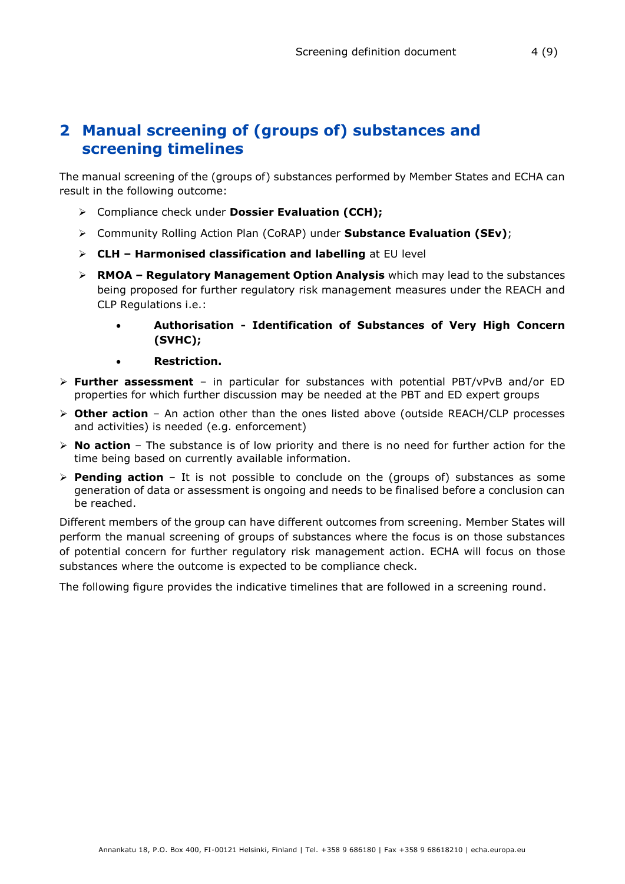## 2 Manual screening of (groups of) substances and screening timelines

The manual screening of the (groups of) substances performed by Member States and ECHA can result in the following outcome:

- Compliance check under **Dossier Evaluation (CCH);**
- Community Rolling Action Plan (CoRAP) under **Substance Evaluation (SEv)**;
- **CLH – Harmonised classification and labelling** at EU level
- **RMOA – Regulatory Management Option Analysis** which may lead to the substances being proposed for further regulatory risk management measures under the REACH and CLP Regulations i.e.:
    - **Authorisation - Identification of Substances of Very High Concern (SVHC);**
    - **Restriction.**
- **Further assessment** – in particular for substances with potential PBT/vPvB and/or ED properties for which further discussion may be needed at the PBT and ED expert groups
- **Other action** – An action other than the ones listed above (outside REACH/CLP processes and activities) is needed (e.g. enforcement)
- **No action** – The substance is of low priority and there is no need for further action for the time being based on currently available information.
- **Pending action** – It is not possible to conclude on the (groups of) substances as some generation of data or assessment is ongoing and needs to be finalised before a conclusion can be reached.

Different members of the group can have different outcomes from screening. Member States will perform the manual screening of groups of substances where the focus is on those substances of potential concern for further regulatory risk management action. ECHA will focus on those substances where the outcome is expected to be compliance check.

The following figure provides the indicative timelines that are followed in a screening round.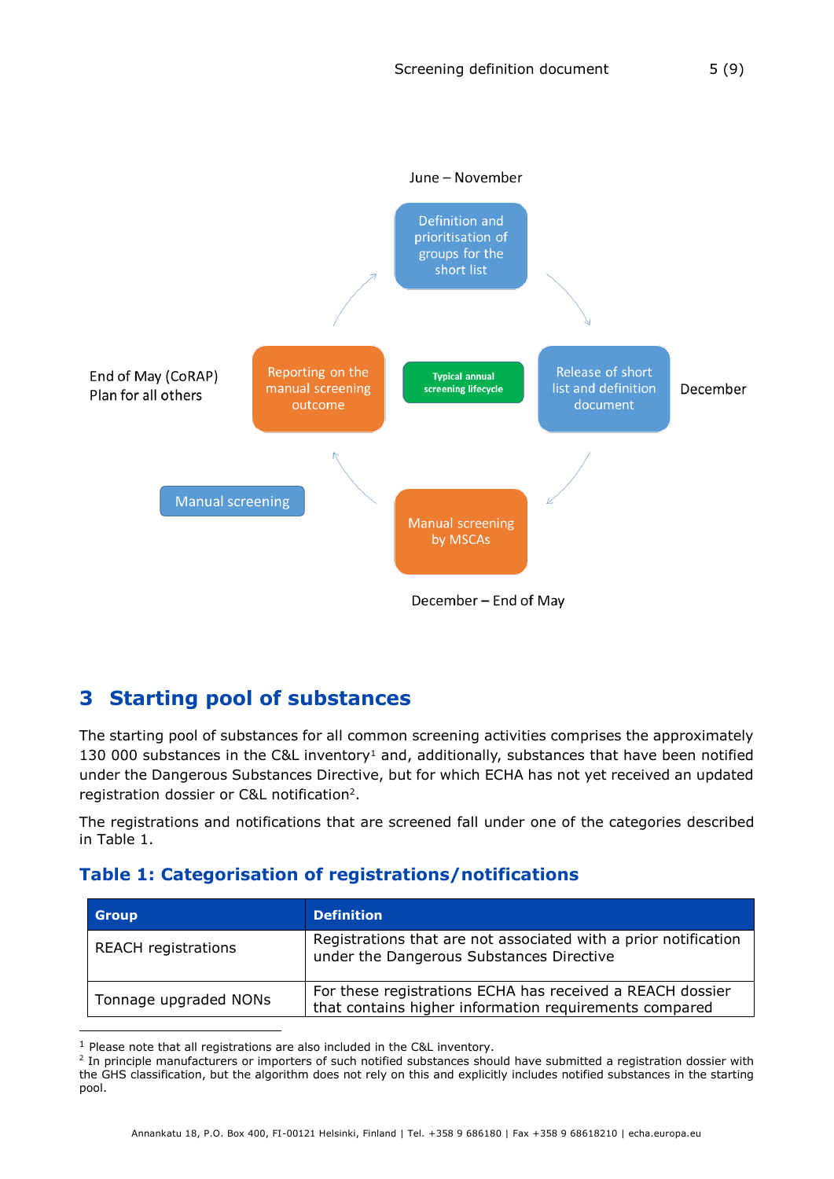June – November

Definition and prioritisation of groups for the short list

Release of short list and definition document

December

Typical annual screening lifecycle

Manual screening by MSCAs

December – End of May

Manual screening

Reporting on the manual screening outcome

End of May (CoRAP)
Plan for all others

## 3 Starting pool of substances

The starting pool of substances for all common screening activities comprises the approximately 130 000 substances in the C&L inventory[1] and, additionally, substances that have been notified under the Dangerous Substances Directive, but for which ECHA has not yet received an updated registration dossier or C&L notification[2].

The registrations and notifications that are screened fall under one of the categories described in Table 1.

### Table 1: Categorisation of registrations/notifications

| Group | Definition |
| --- | --- |
| REACH registrations | Registrations that are not associated with a prior notification under the Dangerous Substances Directive |
| Tonnage upgraded NONs | For these registrations ECHA has received a REACH dossier that contains higher information requirements compared |

[1] Please note that all registrations are also included in the C&L inventory.

[2] In principle manufacturers or importers of such notified substances should have submitted a registration dossier with the GHS classification, but the algorithm does not rely on this and explicitly includes notified substances in the starting pool.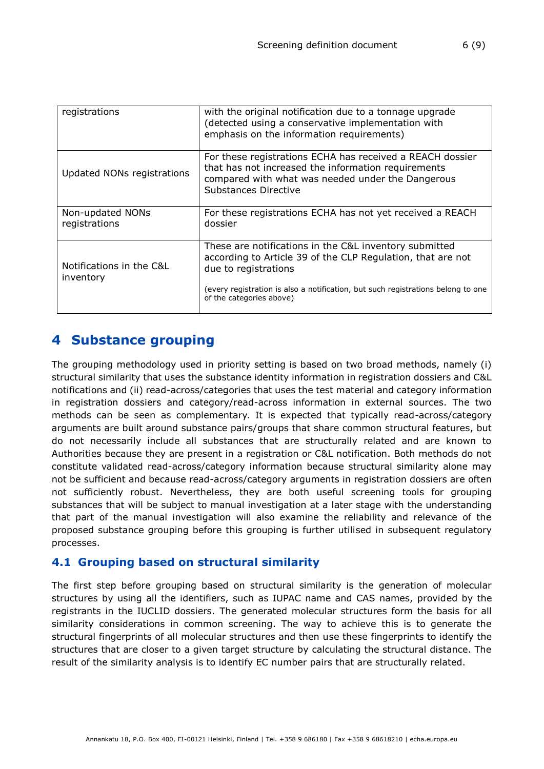| | |
|---|---|
| registrations | with the original notification due to a tonnage upgrade (detected using a conservative implementation with emphasis on the information requirements) |
| Updated NONs registrations | For these registrations ECHA has received a REACH dossier that has not increased the information requirements compared with what was needed under the Dangerous Substances Directive |
| Non-updated NONs registrations | For these registrations ECHA has not yet received a REACH dossier |
| Notifications in the C&L inventory | These are notifications in the C&L inventory submitted according to Article 39 of the CLP Regulation, that are not due to registrations<br><br>(every registration is also a notification, but such registrations belong to one of the categories above) |

# 4 Substance grouping

The grouping methodology used in priority setting is based on two broad methods, namely (i) structural similarity that uses the substance identity information in registration dossiers and C&L notifications and (ii) read-across/categories that uses the test material and category information in registration dossiers and category/read-across information in external sources. The two methods can be seen as complementary. It is expected that typically read-across/category arguments are built around substance pairs/groups that share common structural features, but do not necessarily include all substances that are structurally related and are known to Authorities because they are present in a registration or C&L notification. Both methods do not constitute validated read-across/category information because structural similarity alone may not be sufficient and because read-across/category arguments in registration dossiers are often not sufficiently robust. Nevertheless, they are both useful screening tools for grouping substances that will be subject to manual investigation at a later stage with the understanding that part of the manual investigation will also examine the reliability and relevance of the proposed substance grouping before this grouping is further utilised in subsequent regulatory processes.

## 4.1 Grouping based on structural similarity

The first step before grouping based on structural similarity is the generation of molecular structures by using all the identifiers, such as IUPAC name and CAS names, provided by the registrants in the IUCLID dossiers. The generated molecular structures form the basis for all similarity considerations in common screening. The way to achieve this is to generate the structural fingerprints of all molecular structures and then use these fingerprints to identify the structures that are closer to a given target structure by calculating the structural distance. The result of the similarity analysis is to identify EC number pairs that are structurally related.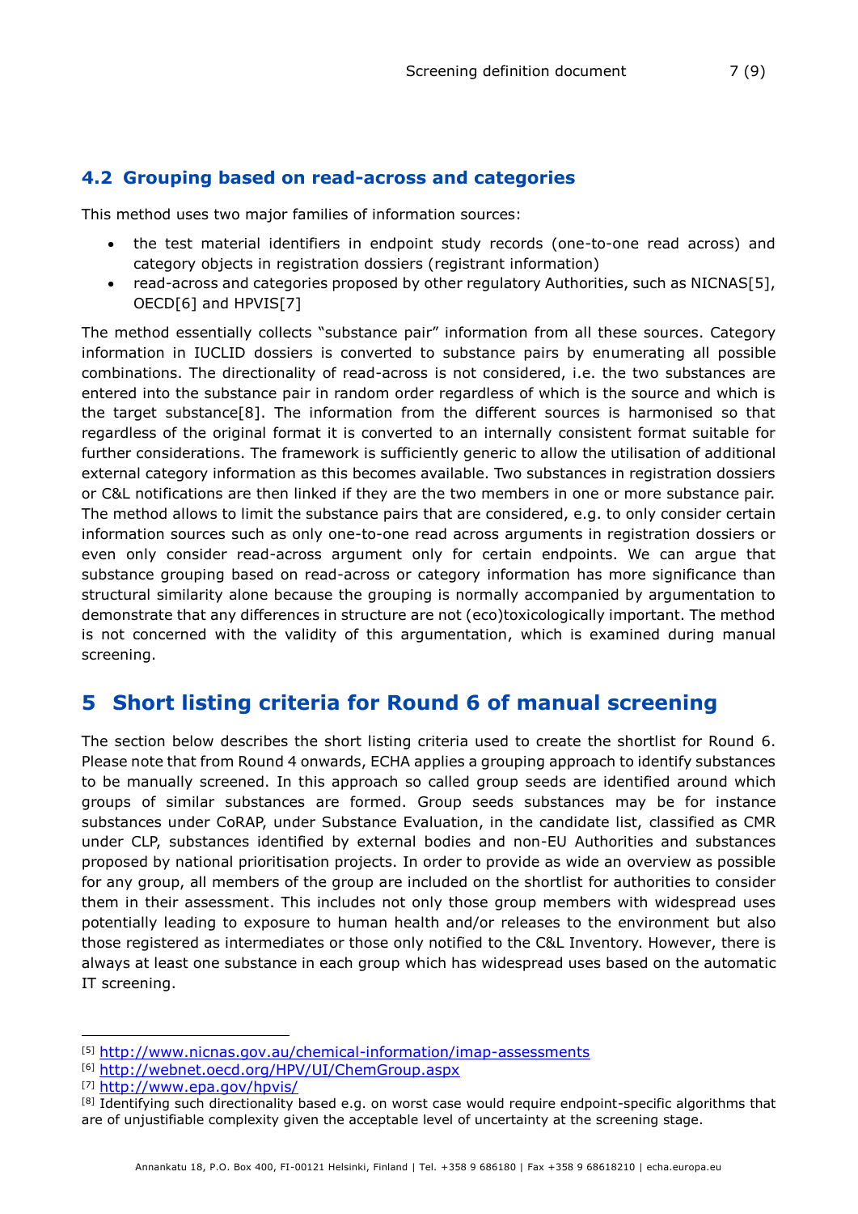## 4.2 Grouping based on read-across and categories

This method uses two major families of information sources:

- the test material identifiers in endpoint study records (one-to-one read across) and category objects in registration dossiers (registrant information)
- read-across and categories proposed by other regulatory Authorities, such as NICNAS[5], OECD[6] and HPVIS[7]

The method essentially collects "substance pair" information from all these sources. Category information in IUCLID dossiers is converted to substance pairs by enumerating all possible combinations. The directionality of read-across is not considered, i.e. the two substances are entered into the substance pair in random order regardless of which is the source and which is the target substance[8]. The information from the different sources is harmonised so that regardless of the original format it is converted to an internally consistent format suitable for further considerations. The framework is sufficiently generic to allow the utilisation of additional external category information as this becomes available. Two substances in registration dossiers or C&L notifications are then linked if they are the two members in one or more substance pair. The method allows to limit the substance pairs that are considered, e.g. to only consider certain information sources such as only one-to-one read across arguments in registration dossiers or even only consider read-across argument only for certain endpoints. We can argue that substance grouping based on read-across or category information has more significance than structural similarity alone because the grouping is normally accompanied by argumentation to demonstrate that any differences in structure are not (eco)toxicologically important. The method is not concerned with the validity of this argumentation, which is examined during manual screening.

# 5 Short listing criteria for Round 6 of manual screening

The section below describes the short listing criteria used to create the shortlist for Round 6. Please note that from Round 4 onwards, ECHA applies a grouping approach to identify substances to be manually screened. In this approach so called group seeds are identified around which groups of similar substances are formed. Group seeds substances may be for instance substances under CoRAP, under Substance Evaluation, in the candidate list, classified as CMR under CLP, substances identified by external bodies and non-EU Authorities and substances proposed by national prioritisation projects. In order to provide as wide an overview as possible for any group, all members of the group are included on the shortlist for authorities to consider them in their assessment. This includes not only those group members with widespread uses potentially leading to exposure to human health and/or releases to the environment but also those registered as intermediates or those only notified to the C&L Inventory. However, there is always at least one substance in each group which has widespread uses based on the automatic IT screening.

---

[5] http://www.nicnas.gov.au/chemical-information/imap-assessments

[6] http://webnet.oecd.org/HPV/UI/ChemGroup.aspx

[7] http://www.epa.gov/hpvis/

[8] Identifying such directionality based e.g. on worst case would require endpoint-specific algorithms that are of unjustifiable complexity given the acceptable level of uncertainty at the screening stage.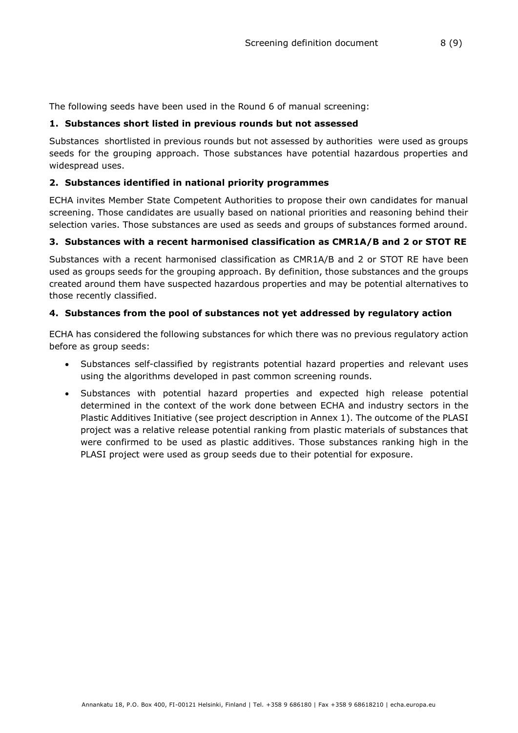The following seeds have been used in the Round 6 of manual screening:

### 1. Substances short listed in previous rounds but not assessed

Substances shortlisted in previous rounds but not assessed by authorities were used as groups seeds for the grouping approach. Those substances have potential hazardous properties and widespread uses.

### 2. Substances identified in national priority programmes

ECHA invites Member State Competent Authorities to propose their own candidates for manual screening. Those candidates are usually based on national priorities and reasoning behind their selection varies. Those substances are used as seeds and groups of substances formed around.

### 3. Substances with a recent harmonised classification as CMR1A/B and 2 or STOT RE

Substances with a recent harmonised classification as CMR1A/B and 2 or STOT RE have been used as groups seeds for the grouping approach. By definition, those substances and the groups created around them have suspected hazardous properties and may be potential alternatives to those recently classified.

### 4. Substances from the pool of substances not yet addressed by regulatory action

ECHA has considered the following substances for which there was no previous regulatory action before as group seeds:

- Substances self-classified by registrants potential hazard properties and relevant uses using the algorithms developed in past common screening rounds.
- Substances with potential hazard properties and expected high release potential determined in the context of the work done between ECHA and industry sectors in the Plastic Additives Initiative (see project description in Annex 1). The outcome of the PLASI project was a relative release potential ranking from plastic materials of substances that were confirmed to be used as plastic additives. Those substances ranking high in the PLASI project were used as group seeds due to their potential for exposure.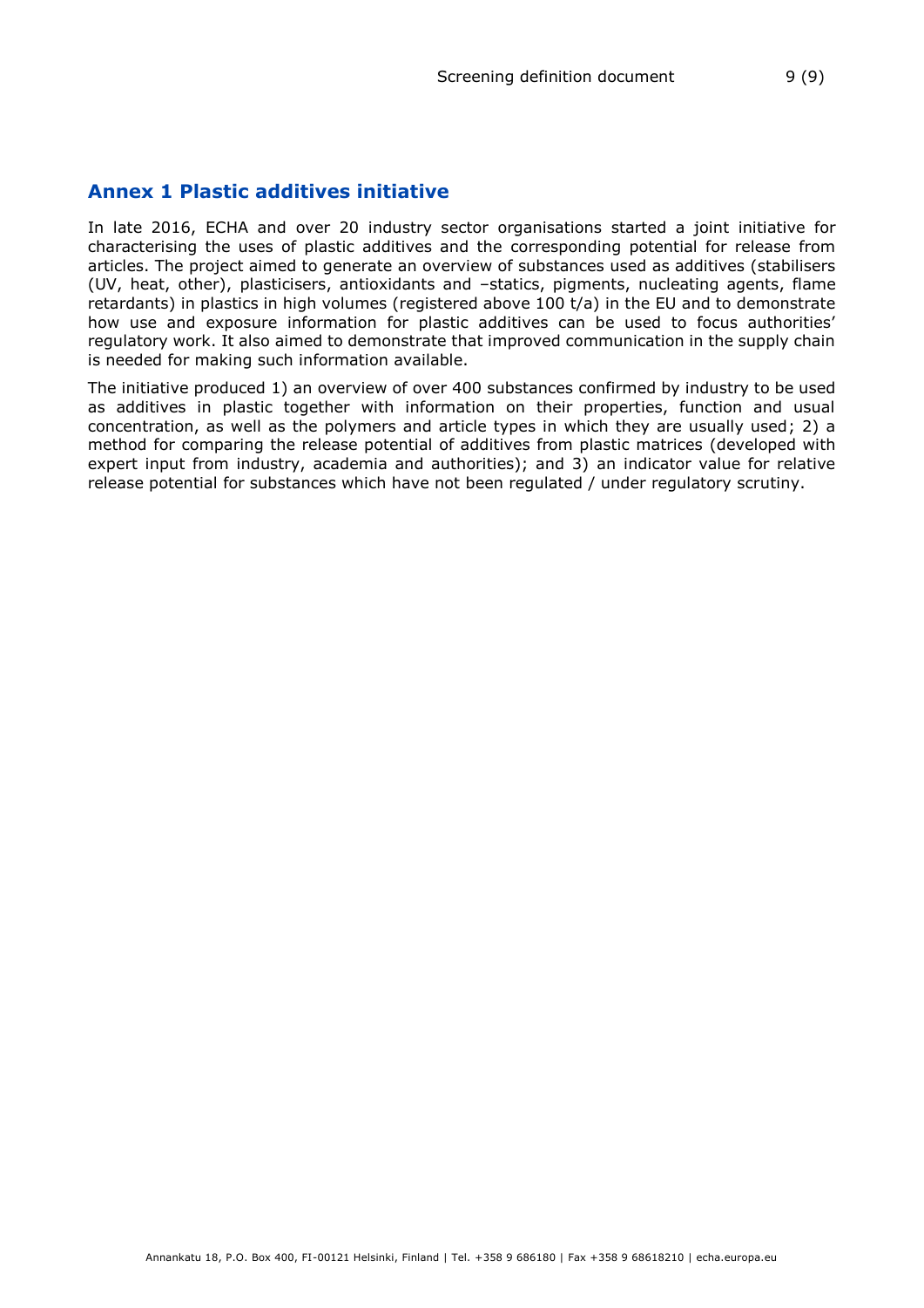## Annex 1 Plastic additives initiative

In late 2016, ECHA and over 20 industry sector organisations started a joint initiative for characterising the uses of plastic additives and the corresponding potential for release from articles. The project aimed to generate an overview of substances used as additives (stabilisers (UV, heat, other), plasticisers, antioxidants and –statics, pigments, nucleating agents, flame retardants) in plastics in high volumes (registered above 100 t/a) in the EU and to demonstrate how use and exposure information for plastic additives can be used to focus authorities' regulatory work. It also aimed to demonstrate that improved communication in the supply chain is needed for making such information available.

The initiative produced 1) an overview of over 400 substances confirmed by industry to be used as additives in plastic together with information on their properties, function and usual concentration, as well as the polymers and article types in which they are usually used; 2) a method for comparing the release potential of additives from plastic matrices (developed with expert input from industry, academia and authorities); and 3) an indicator value for relative release potential for substances which have not been regulated / under regulatory scrutiny.